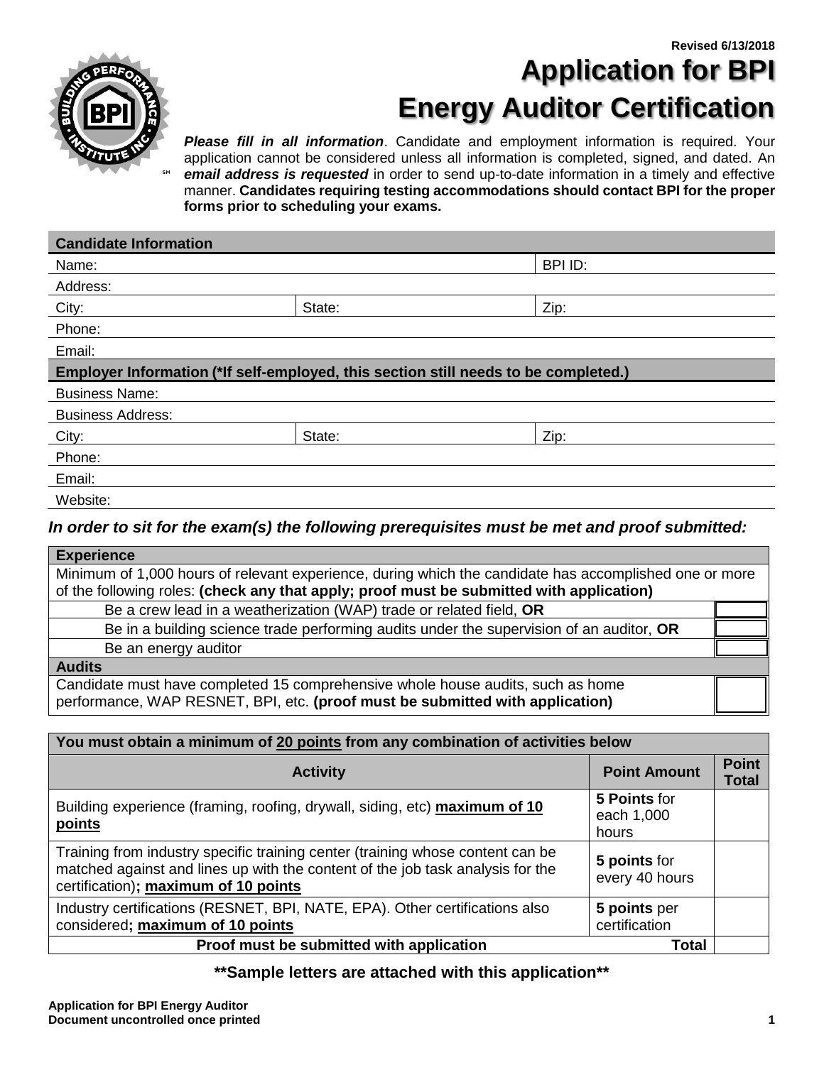Revised 6/13/2018

# Application for BPI Energy Auditor Certification

***Please fill in all information***. Candidate and employment information is required. Your application cannot be considered unless all information is completed, signed, and dated. An ***email address is requested*** in order to send up-to-date information in a timely and effective manner. **Candidates requiring testing accommodations should contact BPI for the proper forms prior to scheduling your exams.**

| **Candidate Information** | | |
|---|---|---|
| Name: | | BPI ID: |
| Address: | | |
| City: | State: | Zip: |
| Phone: | | |
| Email: | | |
| **Employer Information (*If self-employed, this section still needs to be completed.)** | | |
| Business Name: | | |
| Business Address: | | |
| City: | State: | Zip: |
| Phone: | | |
| Email: | | |
| Website: | | |

***In order to sit for the exam(s) the following prerequisites must be met and proof submitted:***

| **Experience** | |
|---|---|
| Minimum of 1,000 hours of relevant experience, during which the candidate has accomplished one or more of the following roles: **(check any that apply; proof must be submitted with application)** | |
| Be a crew lead in a weatherization (WAP) trade or related field, **OR** | ☐ |
| Be in a building science trade performing audits under the supervision of an auditor, **OR** | ☐ |
| Be an energy auditor | ☐ |
| **Audits** | |
| Candidate must have completed 15 comprehensive whole house audits, such as home performance, WAP RESNET, BPI, etc. **(proof must be submitted with application)** | ☐ |

| **You must obtain a minimum of 20 points from any combination of activities below** | | |
|---|---|---|
| **Activity** | **Point Amount** | **Point Total** |
| Building experience (framing, roofing, drywall, siding, etc) **maximum of 10 points** | **5 Points** for each 1,000 hours | |
| Training from industry specific training center (training whose content can be matched against and lines up with the content of the job task analysis for the certification)**; maximum of 10 points** | **5 points** for every 40 hours | |
| Industry certifications (RESNET, BPI, NATE, EPA). Other certifications also considered**; maximum of 10 points** | **5 points** per certification | |
| **Proof must be submitted with application** | **Total** | |

**\*\*Sample letters are attached with this application\*\***

**Application for BPI Energy Auditor**
**Document uncontrolled once printed**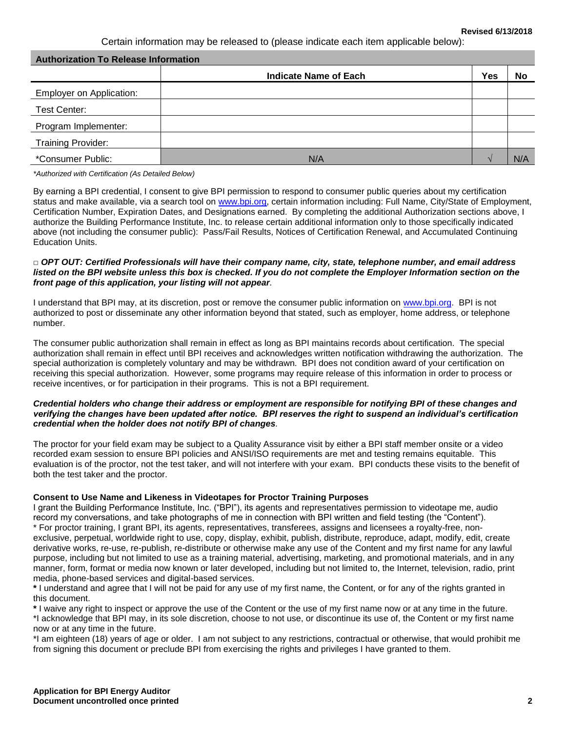Certain information may be released to (please indicate each item applicable below):

**Authorization To Release Information**

| | Indicate Name of Each | Yes | No |
|---|---|---|---|
| Employer on Application: | | | |
| Test Center: | | | |
| Program Implementer: | | | |
| Training Provider: | | | |
| *Consumer Public: | N/A | √ | N/A |

*\*Authorized with Certification (As Detailed Below)*

By earning a BPI credential, I consent to give BPI permission to respond to consumer public queries about my certification status and make available, via a search tool on www.bpi.org, certain information including: Full Name, City/State of Employment, Certification Number, Expiration Dates, and Designations earned. By completing the additional Authorization sections above, I authorize the Building Performance Institute, Inc. to release certain additional information only to those specifically indicated above (not including the consumer public): Pass/Fail Results, Notices of Certification Renewal, and Accumulated Continuing Education Units.

□ ***OPT OUT: Certified Professionals will have their company name, city, state, telephone number, and email address listed on the BPI website unless this box is checked. If you do not complete the Employer Information section on the front page of this application, your listing will not appear.***

I understand that BPI may, at its discretion, post or remove the consumer public information on www.bpi.org. BPI is not authorized to post or disseminate any other information beyond that stated, such as employer, home address, or telephone number.

The consumer public authorization shall remain in effect as long as BPI maintains records about certification. The special authorization shall remain in effect until BPI receives and acknowledges written notification withdrawing the authorization. The special authorization is completely voluntary and may be withdrawn. BPI does not condition award of your certification on receiving this special authorization. However, some programs may require release of this information in order to process or receive incentives, or for participation in their programs. This is not a BPI requirement.

***Credential holders who change their address or employment are responsible for notifying BPI of these changes and verifying the changes have been updated after notice. BPI reserves the right to suspend an individual's certification credential when the holder does not notify BPI of changes.***

The proctor for your field exam may be subject to a Quality Assurance visit by either a BPI staff member onsite or a video recorded exam session to ensure BPI policies and ANSI/ISO requirements are met and testing remains equitable. This evaluation is of the proctor, not the test taker, and will not interfere with your exam. BPI conducts these visits to the benefit of both the test taker and the proctor.

**Consent to Use Name and Likeness in Videotapes for Proctor Training Purposes**

I grant the Building Performance Institute, Inc. ("BPI"), its agents and representatives permission to videotape me, audio record my conversations, and take photographs of me in connection with BPI written and field testing (the "Content").

\* For proctor training, I grant BPI, its agents, representatives, transferees, assigns and licensees a royalty-free, non-exclusive, perpetual, worldwide right to use, copy, display, exhibit, publish, distribute, reproduce, adapt, modify, edit, create derivative works, re-use, re-publish, re-distribute or otherwise make any use of the Content and my first name for any lawful purpose, including but not limited to use as a training material, advertising, marketing, and promotional materials, and in any manner, form, format or media now known or later developed, including but not limited to, the Internet, television, radio, print media, phone-based services and digital-based services.

**\*** I understand and agree that I will not be paid for any use of my first name, the Content, or for any of the rights granted in this document.

**\*** I waive any right to inspect or approve the use of the Content or the use of my first name now or at any time in the future.

\*I acknowledge that BPI may, in its sole discretion, choose to not use, or discontinue its use of, the Content or my first name now or at any time in the future.

\*I am eighteen (18) years of age or older. I am not subject to any restrictions, contractual or otherwise, that would prohibit me from signing this document or preclude BPI from exercising the rights and privileges I have granted to them.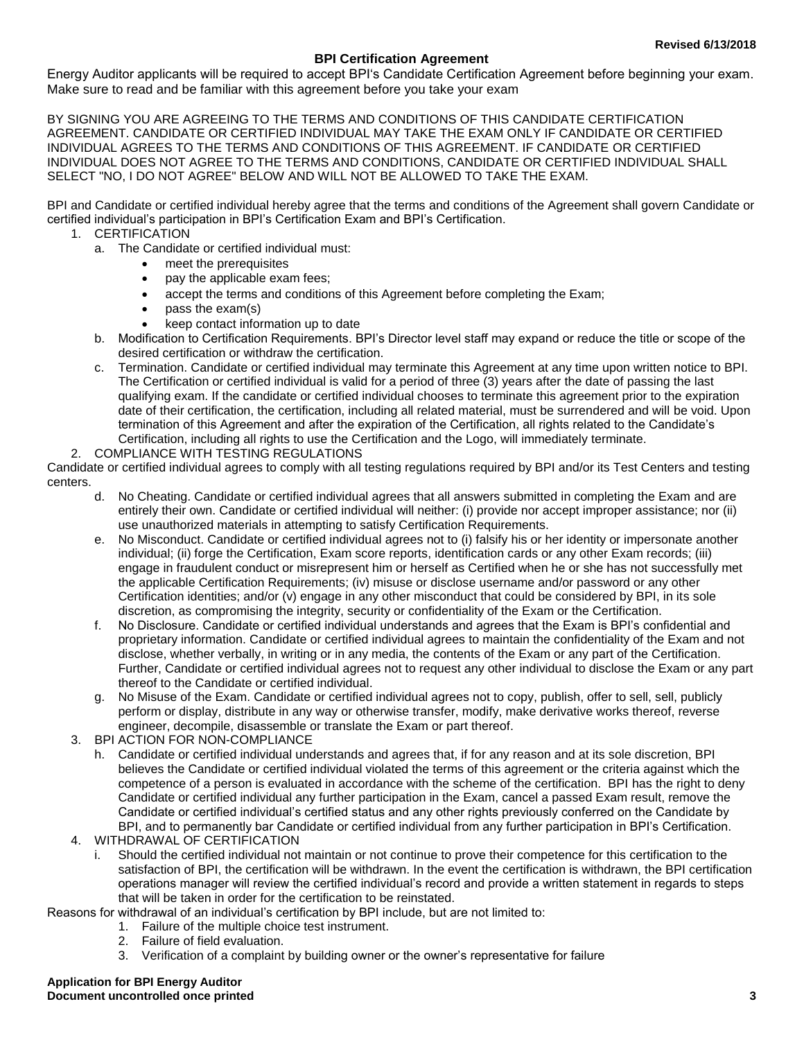## BPI Certification Agreement

Energy Auditor applicants will be required to accept BPI's Candidate Certification Agreement before beginning your exam. Make sure to read and be familiar with this agreement before you take your exam

BY SIGNING YOU ARE AGREEING TO THE TERMS AND CONDITIONS OF THIS CANDIDATE CERTIFICATION AGREEMENT. CANDIDATE OR CERTIFIED INDIVIDUAL MAY TAKE THE EXAM ONLY IF CANDIDATE OR CERTIFIED INDIVIDUAL AGREES TO THE TERMS AND CONDITIONS OF THIS AGREEMENT. IF CANDIDATE OR CERTIFIED INDIVIDUAL DOES NOT AGREE TO THE TERMS AND CONDITIONS, CANDIDATE OR CERTIFIED INDIVIDUAL SHALL SELECT "NO, I DO NOT AGREE" BELOW AND WILL NOT BE ALLOWED TO TAKE THE EXAM.

BPI and Candidate or certified individual hereby agree that the terms and conditions of the Agreement shall govern Candidate or certified individual's participation in BPI's Certification Exam and BPI's Certification.

1. CERTIFICATION
   a. The Candidate or certified individual must:
      - meet the prerequisites
      - pay the applicable exam fees;
      - accept the terms and conditions of this Agreement before completing the Exam;
      - pass the exam(s)
      - keep contact information up to date

   b. Modification to Certification Requirements. BPI's Director level staff may expand or reduce the title or scope of the desired certification or withdraw the certification.

   c. Termination. Candidate or certified individual may terminate this Agreement at any time upon written notice to BPI. The Certification or certified individual is valid for a period of three (3) years after the date of passing the last qualifying exam. If the candidate or certified individual chooses to terminate this agreement prior to the expiration date of their certification, the certification, including all related material, must be surrendered and will be void. Upon termination of this Agreement and after the expiration of the Certification, all rights related to the Candidate's Certification, including all rights to use the Certification and the Logo, will immediately terminate.

2. COMPLIANCE WITH TESTING REGULATIONS

Candidate or certified individual agrees to comply with all testing regulations required by BPI and/or its Test Centers and testing centers.

   d. No Cheating. Candidate or certified individual agrees that all answers submitted in completing the Exam and are entirely their own. Candidate or certified individual will neither: (i) provide nor accept improper assistance; nor (ii) use unauthorized materials in attempting to satisfy Certification Requirements.

   e. No Misconduct. Candidate or certified individual agrees not to (i) falsify his or her identity or impersonate another individual; (ii) forge the Certification, Exam score reports, identification cards or any other Exam records; (iii) engage in fraudulent conduct or misrepresent him or herself as Certified when he or she has not successfully met the applicable Certification Requirements; (iv) misuse or disclose username and/or password or any other Certification identities; and/or (v) engage in any other misconduct that could be considered by BPI, in its sole discretion, as compromising the integrity, security or confidentiality of the Exam or the Certification.

   f. No Disclosure. Candidate or certified individual understands and agrees that the Exam is BPI's confidential and proprietary information. Candidate or certified individual agrees to maintain the confidentiality of the Exam and not disclose, whether verbally, in writing or in any media, the contents of the Exam or any part of the Certification. Further, Candidate or certified individual agrees not to request any other individual to disclose the Exam or any part thereof to the Candidate or certified individual.

   g. No Misuse of the Exam. Candidate or certified individual agrees not to copy, publish, offer to sell, sell, publicly perform or display, distribute in any way or otherwise transfer, modify, make derivative works thereof, reverse engineer, decompile, disassemble or translate the Exam or part thereof.

3. BPI ACTION FOR NON-COMPLIANCE
   h. Candidate or certified individual understands and agrees that, if for any reason and at its sole discretion, BPI believes the Candidate or certified individual violated the terms of this agreement or the criteria against which the competence of a person is evaluated in accordance with the scheme of the certification. BPI has the right to deny Candidate or certified individual any further participation in the Exam, cancel a passed Exam result, remove the Candidate or certified individual's certified status and any other rights previously conferred on the Candidate by BPI, and to permanently bar Candidate or certified individual from any further participation in BPI's Certification.

4. WITHDRAWAL OF CERTIFICATION
   i. Should the certified individual not maintain or not continue to prove their competence for this certification to the satisfaction of BPI, the certification will be withdrawn. In the event the certification is withdrawn, the BPI certification operations manager will review the certified individual's record and provide a written statement in regards to steps that will be taken in order for the certification to be reinstated.

Reasons for withdrawal of an individual's certification by BPI include, but are not limited to:

1. Failure of the multiple choice test instrument.
2. Failure of field evaluation.
3. Verification of a complaint by building owner or the owner's representative for failure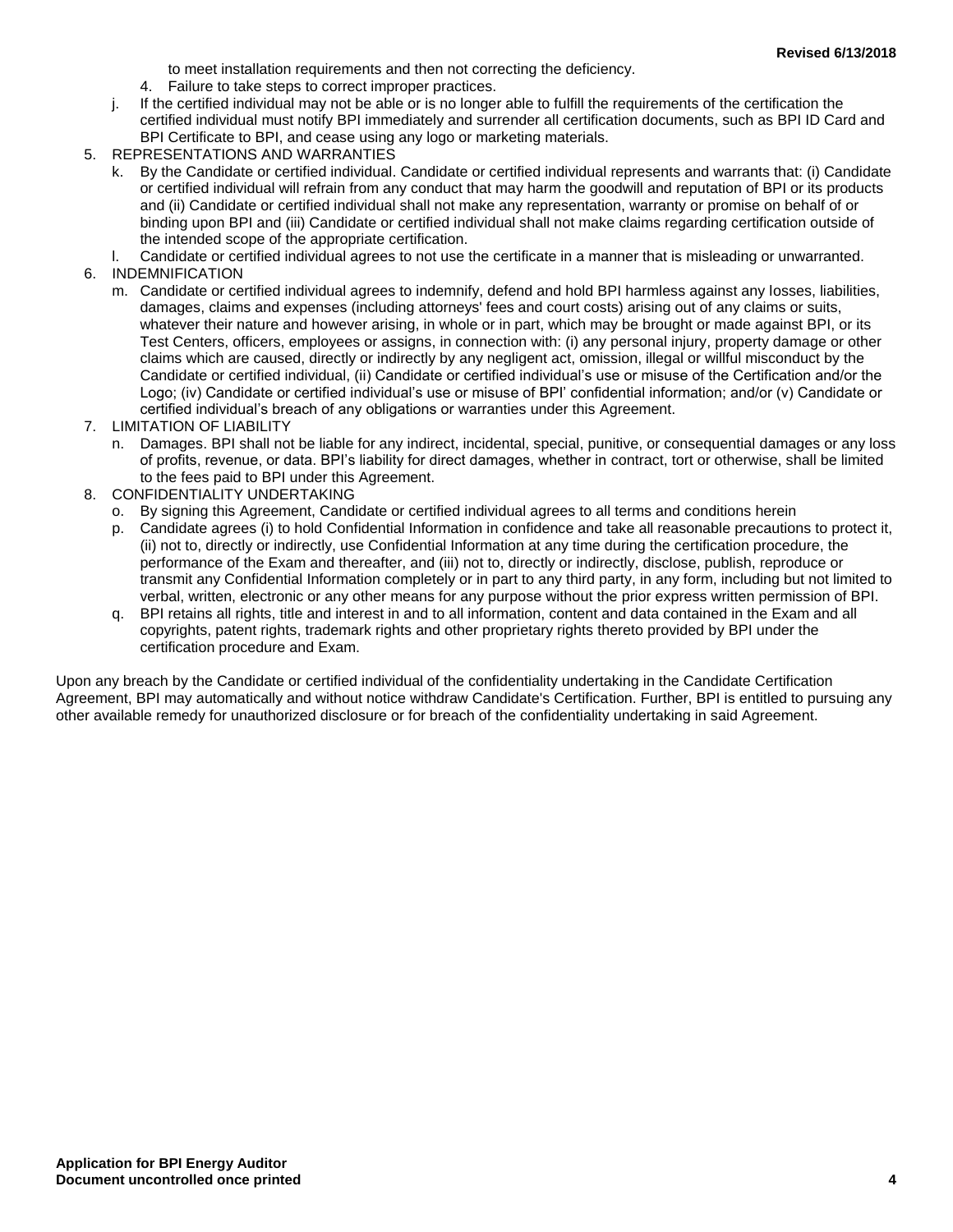to meet installation requirements and then not correcting the deficiency.

4. Failure to take steps to correct improper practices.

j. If the certified individual may not be able or is no longer able to fulfill the requirements of the certification the certified individual must notify BPI immediately and surrender all certification documents, such as BPI ID Card and BPI Certificate to BPI, and cease using any logo or marketing materials.

5. REPRESENTATIONS AND WARRANTIES
   - k. By the Candidate or certified individual. Candidate or certified individual represents and warrants that: (i) Candidate or certified individual will refrain from any conduct that may harm the goodwill and reputation of BPI or its products and (ii) Candidate or certified individual shall not make any representation, warranty or promise on behalf of or binding upon BPI and (iii) Candidate or certified individual shall not make claims regarding certification outside of the intended scope of the appropriate certification.
   - l. Candidate or certified individual agrees to not use the certificate in a manner that is misleading or unwarranted.
6. INDEMNIFICATION
   - m. Candidate or certified individual agrees to indemnify, defend and hold BPI harmless against any losses, liabilities, damages, claims and expenses (including attorneys' fees and court costs) arising out of any claims or suits, whatever their nature and however arising, in whole or in part, which may be brought or made against BPI, or its Test Centers, officers, employees or assigns, in connection with: (i) any personal injury, property damage or other claims which are caused, directly or indirectly by any negligent act, omission, illegal or willful misconduct by the Candidate or certified individual, (ii) Candidate or certified individual's use or misuse of the Certification and/or the Logo; (iv) Candidate or certified individual's use or misuse of BPI' confidential information; and/or (v) Candidate or certified individual's breach of any obligations or warranties under this Agreement.
7. LIMITATION OF LIABILITY
   - n. Damages. BPI shall not be liable for any indirect, incidental, special, punitive, or consequential damages or any loss of profits, revenue, or data. BPI's liability for direct damages, whether in contract, tort or otherwise, shall be limited to the fees paid to BPI under this Agreement.
8. CONFIDENTIALITY UNDERTAKING
   - o. By signing this Agreement, Candidate or certified individual agrees to all terms and conditions herein
   - p. Candidate agrees (i) to hold Confidential Information in confidence and take all reasonable precautions to protect it, (ii) not to, directly or indirectly, use Confidential Information at any time during the certification procedure, the performance of the Exam and thereafter, and (iii) not to, directly or indirectly, disclose, publish, reproduce or transmit any Confidential Information completely or in part to any third party, in any form, including but not limited to verbal, written, electronic or any other means for any purpose without the prior express written permission of BPI.
   - q. BPI retains all rights, title and interest in and to all information, content and data contained in the Exam and all copyrights, patent rights, trademark rights and other proprietary rights thereto provided by BPI under the certification procedure and Exam.

Upon any breach by the Candidate or certified individual of the confidentiality undertaking in the Candidate Certification Agreement, BPI may automatically and without notice withdraw Candidate's Certification. Further, BPI is entitled to pursuing any other available remedy for unauthorized disclosure or for breach of the confidentiality undertaking in said Agreement.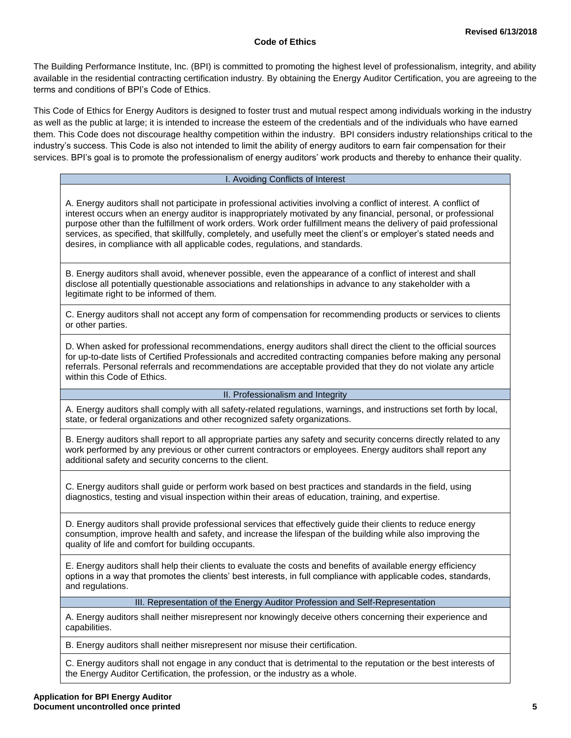Revised 6/13/2018

# Code of Ethics

The Building Performance Institute, Inc. (BPI) is committed to promoting the highest level of professionalism, integrity, and ability available in the residential contracting certification industry. By obtaining the Energy Auditor Certification, you are agreeing to the terms and conditions of BPI's Code of Ethics.

This Code of Ethics for Energy Auditors is designed to foster trust and mutual respect among individuals working in the industry as well as the public at large; it is intended to increase the esteem of the credentials and of the individuals who have earned them. This Code does not discourage healthy competition within the industry. BPI considers industry relationships critical to the industry's success. This Code is also not intended to limit the ability of energy auditors to earn fair compensation for their services. BPI's goal is to promote the professionalism of energy auditors' work products and thereby to enhance their quality.

## I. Avoiding Conflicts of Interest

A. Energy auditors shall not participate in professional activities involving a conflict of interest. A conflict of interest occurs when an energy auditor is inappropriately motivated by any financial, personal, or professional purpose other than the fulfillment of work orders. Work order fulfillment means the delivery of paid professional services, as specified, that skillfully, completely, and usefully meet the client's or employer's stated needs and desires, in compliance with all applicable codes, regulations, and standards.

B. Energy auditors shall avoid, whenever possible, even the appearance of a conflict of interest and shall disclose all potentially questionable associations and relationships in advance to any stakeholder with a legitimate right to be informed of them.

C. Energy auditors shall not accept any form of compensation for recommending products or services to clients or other parties.

D. When asked for professional recommendations, energy auditors shall direct the client to the official sources for up-to-date lists of Certified Professionals and accredited contracting companies before making any personal referrals. Personal referrals and recommendations are acceptable provided that they do not violate any article within this Code of Ethics.

## II. Professionalism and Integrity

A. Energy auditors shall comply with all safety-related regulations, warnings, and instructions set forth by local, state, or federal organizations and other recognized safety organizations.

B. Energy auditors shall report to all appropriate parties any safety and security concerns directly related to any work performed by any previous or other current contractors or employees. Energy auditors shall report any additional safety and security concerns to the client.

C. Energy auditors shall guide or perform work based on best practices and standards in the field, using diagnostics, testing and visual inspection within their areas of education, training, and expertise.

D. Energy auditors shall provide professional services that effectively guide their clients to reduce energy consumption, improve health and safety, and increase the lifespan of the building while also improving the quality of life and comfort for building occupants.

E. Energy auditors shall help their clients to evaluate the costs and benefits of available energy efficiency options in a way that promotes the clients' best interests, in full compliance with applicable codes, standards, and regulations.

## III. Representation of the Energy Auditor Profession and Self-Representation

A. Energy auditors shall neither misrepresent nor knowingly deceive others concerning their experience and capabilities.

B. Energy auditors shall neither misrepresent nor misuse their certification.

C. Energy auditors shall not engage in any conduct that is detrimental to the reputation or the best interests of the Energy Auditor Certification, the profession, or the industry as a whole.

**Application for BPI Energy Auditor**
**Document uncontrolled once printed**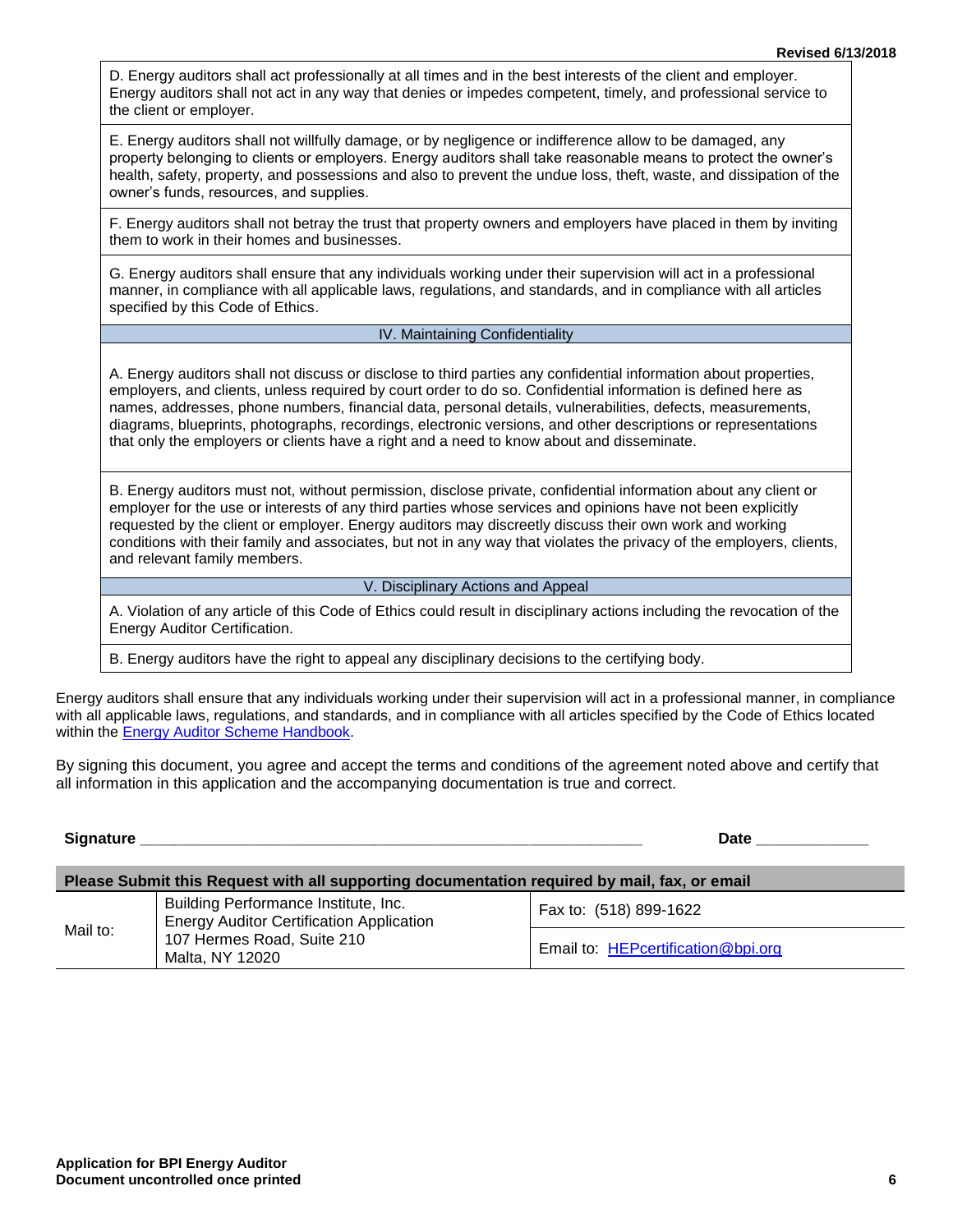D. Energy auditors shall act professionally at all times and in the best interests of the client and employer. Energy auditors shall not act in any way that denies or impedes competent, timely, and professional service to the client or employer.

E. Energy auditors shall not willfully damage, or by negligence or indifference allow to be damaged, any property belonging to clients or employers. Energy auditors shall take reasonable means to protect the owner's health, safety, property, and possessions and also to prevent the undue loss, theft, waste, and dissipation of the owner's funds, resources, and supplies.

F. Energy auditors shall not betray the trust that property owners and employers have placed in them by inviting them to work in their homes and businesses.

G. Energy auditors shall ensure that any individuals working under their supervision will act in a professional manner, in compliance with all applicable laws, regulations, and standards, and in compliance with all articles specified by this Code of Ethics.

## IV. Maintaining Confidentiality

A. Energy auditors shall not discuss or disclose to third parties any confidential information about properties, employers, and clients, unless required by court order to do so. Confidential information is defined here as names, addresses, phone numbers, financial data, personal details, vulnerabilities, defects, measurements, diagrams, blueprints, photographs, recordings, electronic versions, and other descriptions or representations that only the employers or clients have a right and a need to know about and disseminate.

B. Energy auditors must not, without permission, disclose private, confidential information about any client or employer for the use or interests of any third parties whose services and opinions have not been explicitly requested by the client or employer. Energy auditors may discreetly discuss their own work and working conditions with their family and associates, but not in any way that violates the privacy of the employers, clients, and relevant family members.

## V. Disciplinary Actions and Appeal

A. Violation of any article of this Code of Ethics could result in disciplinary actions including the revocation of the Energy Auditor Certification.

B. Energy auditors have the right to appeal any disciplinary decisions to the certifying body.

Energy auditors shall ensure that any individuals working under their supervision will act in a professional manner, in compliance with all applicable laws, regulations, and standards, and in compliance with all articles specified by the Code of Ethics located within the Energy Auditor Scheme Handbook.

By signing this document, you agree and accept the terms and conditions of the agreement noted above and certify that all information in this application and the accompanying documentation is true and correct.

**Signature** ______________________________ **Date** ____________

| **Please Submit this Request with all supporting documentation required by mail, fax, or email** | | |
|---|---|---|
| Mail to: | Building Performance Institute, Inc.<br>Energy Auditor Certification Application<br>107 Hermes Road, Suite 210<br>Malta, NY 12020 | Fax to: (518) 899-1622<br>Email to: HEPcertification@bpi.org |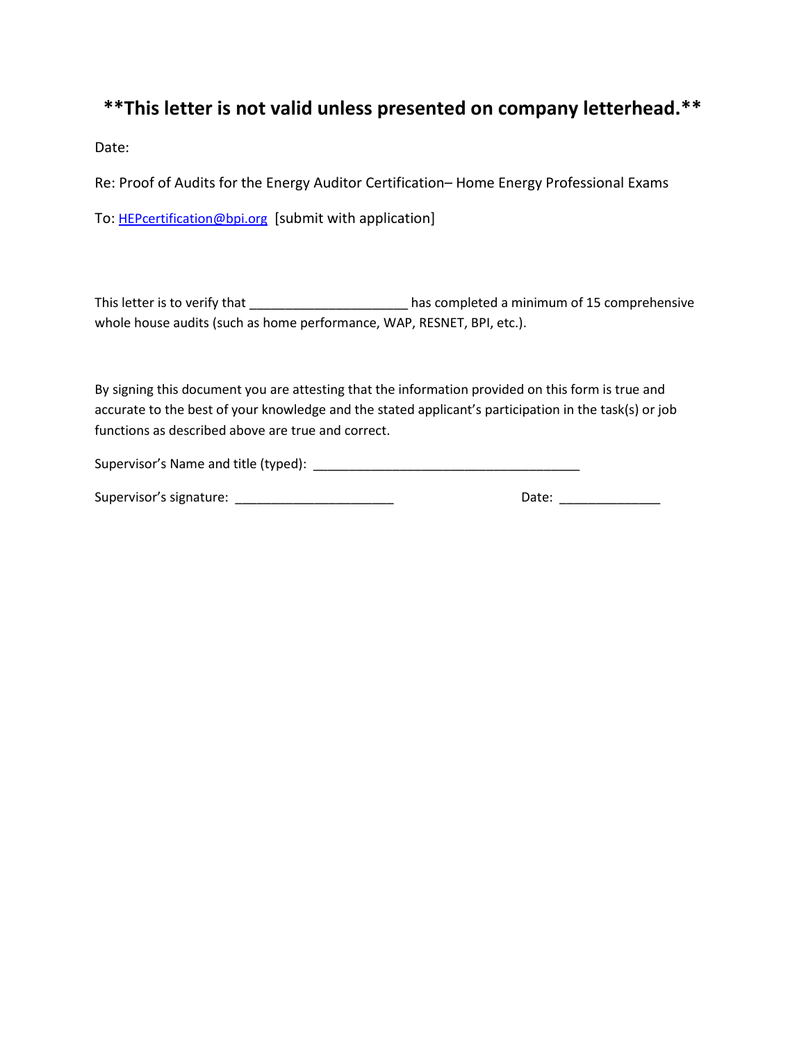**\*\*This letter is not valid unless presented on company letterhead.\*\***

Date:

Re: Proof of Audits for the Energy Auditor Certification– Home Energy Professional Exams

To: HEPcertification@bpi.org [submit with application]

This letter is to verify that ______________________ has completed a minimum of 15 comprehensive whole house audits (such as home performance, WAP, RESNET, BPI, etc.).

By signing this document you are attesting that the information provided on this form is true and accurate to the best of your knowledge and the stated applicant's participation in the task(s) or job functions as described above are true and correct.

Supervisor's Name and title (typed): ______________________________________

Supervisor's signature: ______________________ Date: ______________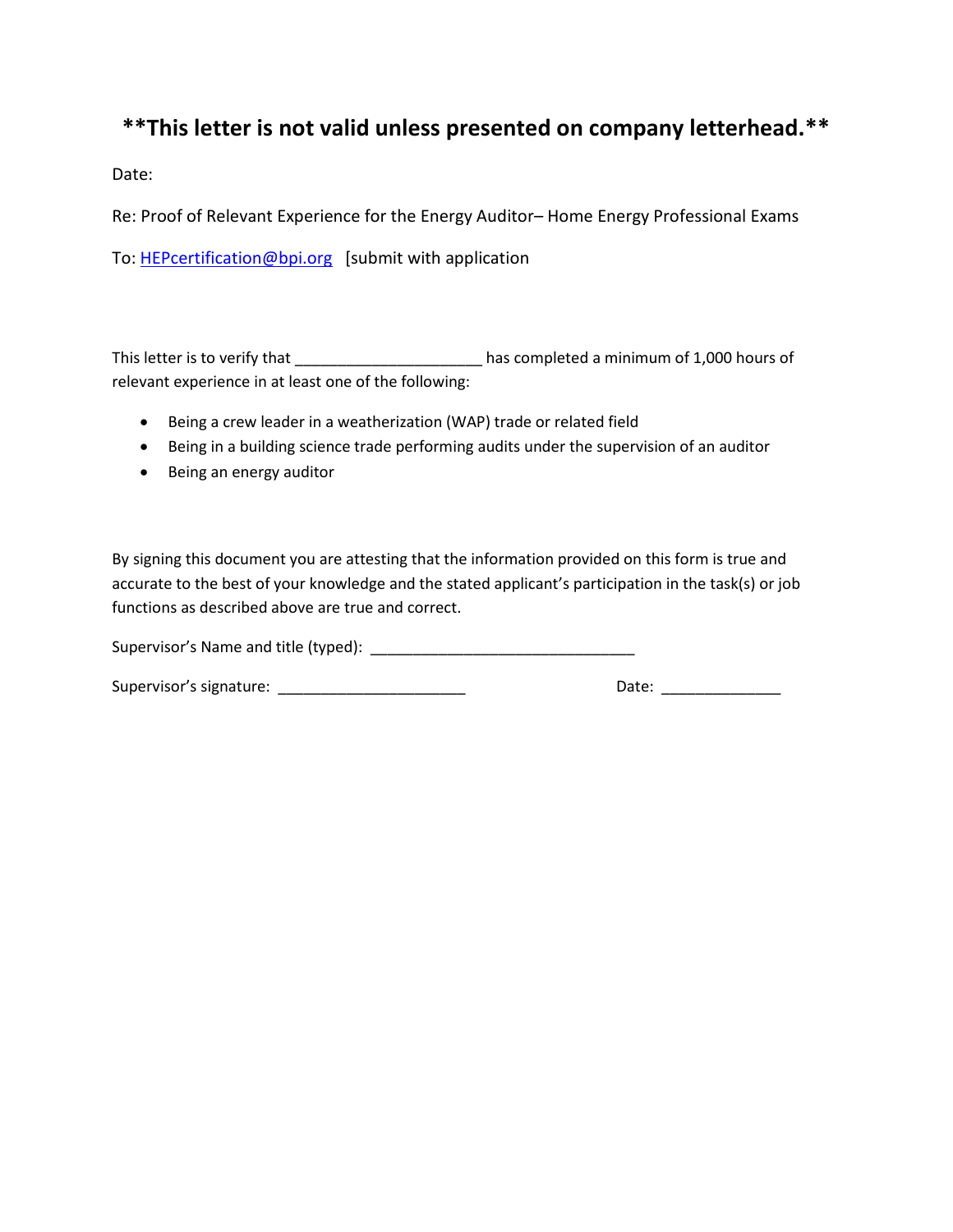# **This letter is not valid unless presented on company letterhead.**

Date:

Re: Proof of Relevant Experience for the Energy Auditor– Home Energy Professional Exams

To: HEPcertification@bpi.org   [submit with application

This letter is to verify that _____________________ has completed a minimum of 1,000 hours of relevant experience in at least one of the following:

- Being a crew leader in a weatherization (WAP) trade or related field
- Being in a building science trade performing audits under the supervision of an auditor
- Being an energy auditor

By signing this document you are attesting that the information provided on this form is true and accurate to the best of your knowledge and the stated applicant's participation in the task(s) or job functions as described above are true and correct.

Supervisor's Name and title (typed): _____________________________

Supervisor's signature: _____________________ Date: _____________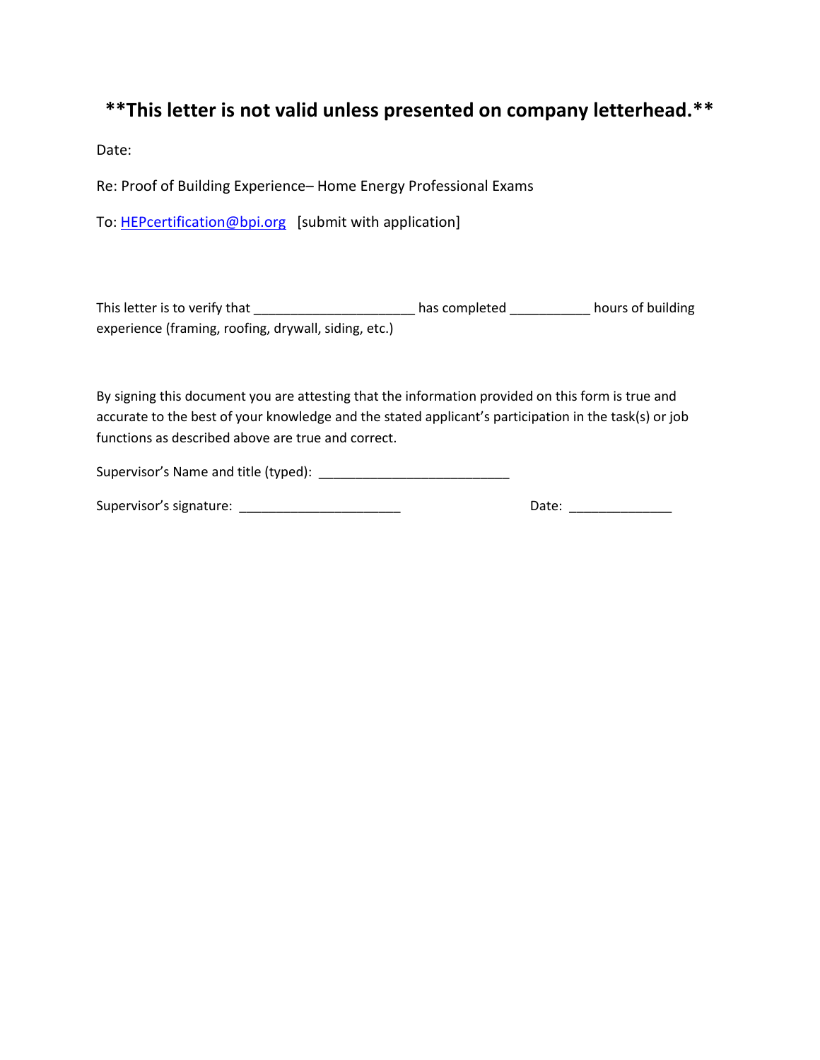## **This letter is not valid unless presented on company letterhead.**

Date:

Re: Proof of Building Experience– Home Energy Professional Exams

To: HEPcertification@bpi.org [submit with application]

This letter is to verify that ______________________ has completed ___________ hours of building experience (framing, roofing, drywall, siding, etc.)

By signing this document you are attesting that the information provided on this form is true and accurate to the best of your knowledge and the stated applicant's participation in the task(s) or job functions as described above are true and correct.

Supervisor's Name and title (typed): __________________________

Supervisor's signature: ______________________ Date: ______________